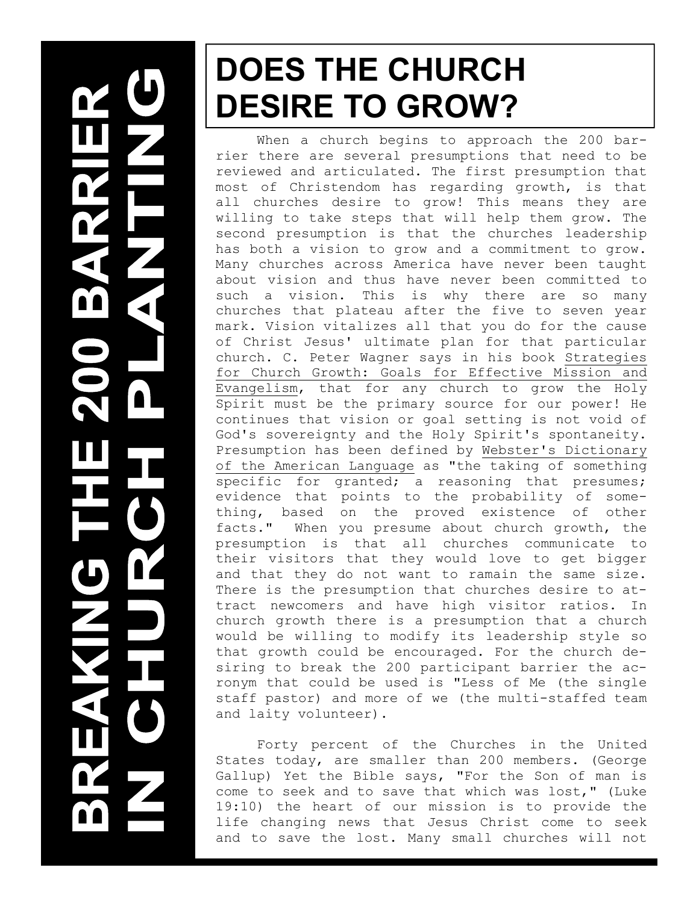# BREAKING THE 200 BARRIER IN CHURCH PLANTING

## DOES THE CHURCH DESIRE TO GROW?

When a church begins to approach the 200 barrier there are several presumptions that need to be reviewed and articulated. The first presumption that most of Christendom has regarding growth, is that all churches desire to grow! This means they are willing to take steps that will help them grow. The second presumption is that the churches leadership has both a vision to grow and a commitment to grow. Many churches across America have never been taught about vision and thus have never been committed to such a vision. This is why there are so many churches that plateau after the five to seven year mark. Vision vitalizes all that you do for the cause of Christ Jesus' ultimate plan for that particular church. C. Peter Wagner says in his book Strategies for Church Growth: Goals for Effective Mission and Evangelism, that for any church to grow the Holy Spirit must be the primary source for our power! He continues that vision or goal setting is not void of God's sovereignty and the Holy Spirit's spontaneity. Presumption has been defined by Webster's Dictionary of the American Language as "the taking of something specific for granted; a reasoning that presumes; evidence that points to the probability of something, based on the proved existence of other facts." When you presume about church growth, the presumption is that all churches communicate to their visitors that they would love to get bigger and that they do not want to ramain the same size. There is the presumption that churches desire to attract newcomers and have high visitor ratios. In church growth there is a presumption that a church would be willing to modify its leadership style so that growth could be encouraged. For the church desiring to break the 200 participant barrier the acronym that could be used is "Less of Me (the single staff pastor) and more of we (the multi-staffed team and laity volunteer).

Forty percent of the Churches in the United States today, are smaller than 200 members. (George Gallup) Yet the Bible says, "For the Son of man is come to seek and to save that which was lost," (Luke 19:10) the heart of our mission is to provide the life changing news that Jesus Christ come to seek and to save the lost. Many small churches will not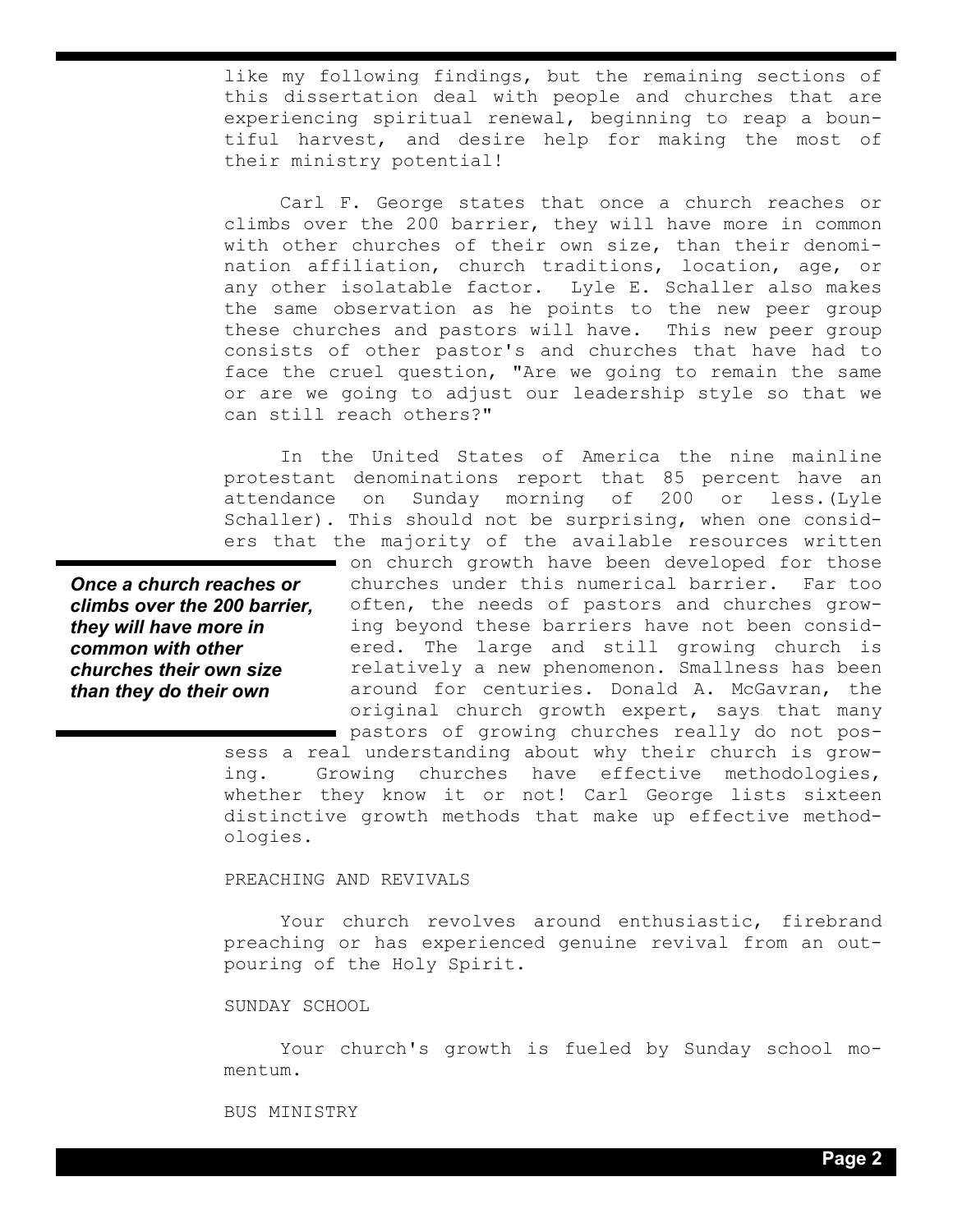like my following findings, but the remaining sections of this dissertation deal with people and churches that are experiencing spiritual renewal, beginning to reap a bountiful harvest, and desire help for making the most of their ministry potential!

Carl F. George states that once a church reaches or climbs over the 200 barrier, they will have more in common with other churches of their own size, than their denomination affiliation, church traditions, location, age, or any other isolatable factor. Lyle E. Schaller also makes the same observation as he points to the new peer group these churches and pastors will have. This new peer group consists of other pastor's and churches that have had to face the cruel question, "Are we going to remain the same or are we going to adjust our leadership style so that we can still reach others?"

In the United States of America the nine mainline protestant denominations report that 85 percent have an attendance on Sunday morning of 200 or less.(Lyle Schaller). This should not be surprising, when one considers that the majority of the available resources written on church growth have been developed for those churches under this numerical barrier. Far too often, the needs of pastors and churches growing beyond these barriers have not been considered. The large and still growing church is relatively a new phenomenon. Smallness has been around for centuries. Donald A. McGavran, the original church growth expert, says that many pastors of growing churches really do not possess a real understanding about why their church is growing. Growing churches have effective methodologies, whether they know it or not! Carl George lists sixteen distinctive growth methods that make up effective methodologies.

> ***Once a church reaches or climbs over the 200 barrier, they will have more in common with other churches their own size than they do their own***

PREACHING AND REVIVALS

Your church revolves around enthusiastic, firebrand preaching or has experienced genuine revival from an outpouring of the Holy Spirit.

SUNDAY SCHOOL

Your church's growth is fueled by Sunday school momentum.

BUS MINISTRY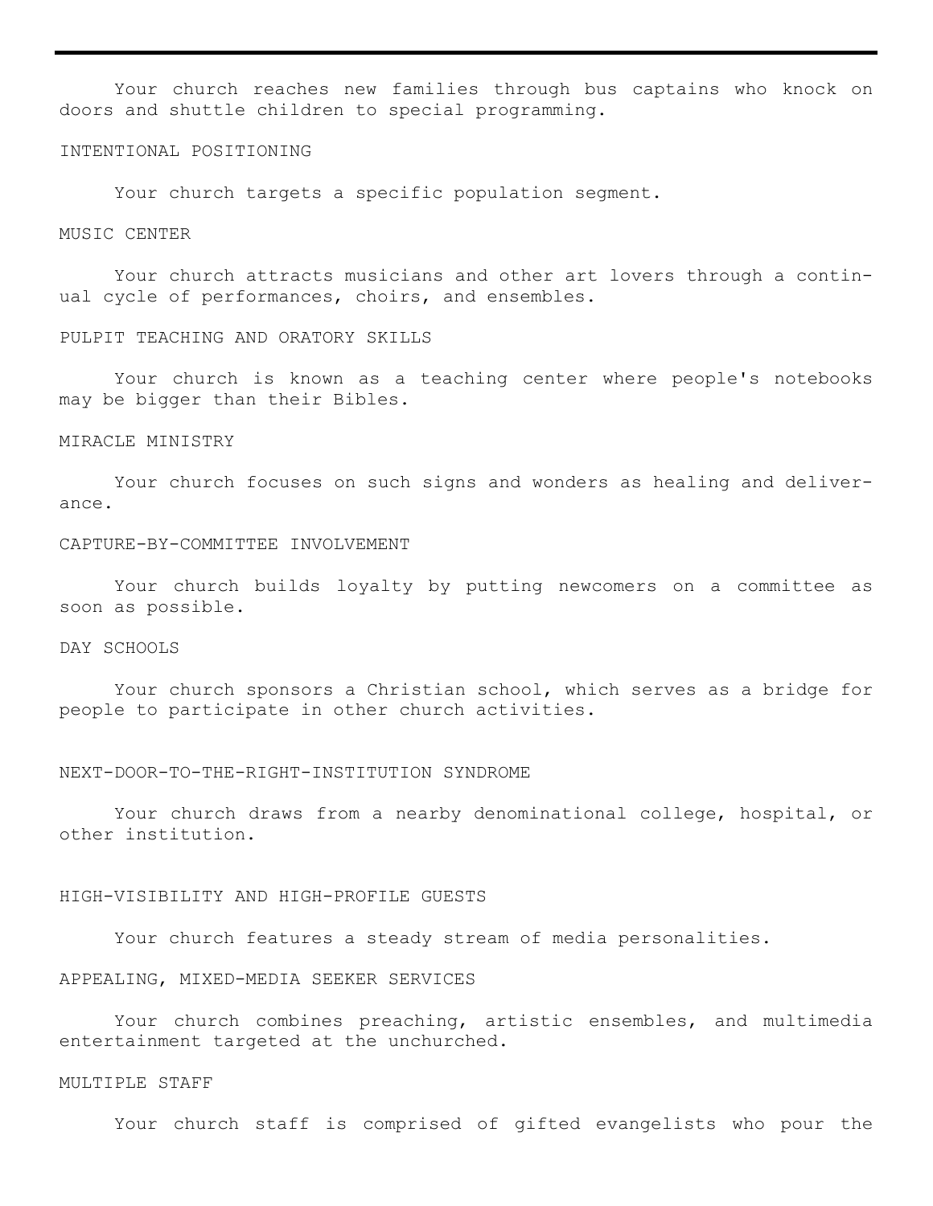Your church reaches new families through bus captains who knock on doors and shuttle children to special programming.

INTENTIONAL POSITIONING

Your church targets a specific population segment.

MUSIC CENTER

Your church attracts musicians and other art lovers through a continual cycle of performances, choirs, and ensembles.

PULPIT TEACHING AND ORATORY SKILLS

Your church is known as a teaching center where people's notebooks may be bigger than their Bibles.

MIRACLE MINISTRY

Your church focuses on such signs and wonders as healing and deliverance.

CAPTURE-BY-COMMITTEE INVOLVEMENT

Your church builds loyalty by putting newcomers on a committee as soon as possible.

DAY SCHOOLS

Your church sponsors a Christian school, which serves as a bridge for people to participate in other church activities.

NEXT-DOOR-TO-THE-RIGHT-INSTITUTION SYNDROME

Your church draws from a nearby denominational college, hospital, or other institution.

HIGH-VISIBILITY AND HIGH-PROFILE GUESTS

Your church features a steady stream of media personalities.

APPEALING, MIXED-MEDIA SEEKER SERVICES

Your church combines preaching, artistic ensembles, and multimedia entertainment targeted at the unchurched.

MULTIPLE STAFF

Your church staff is comprised of gifted evangelists who pour the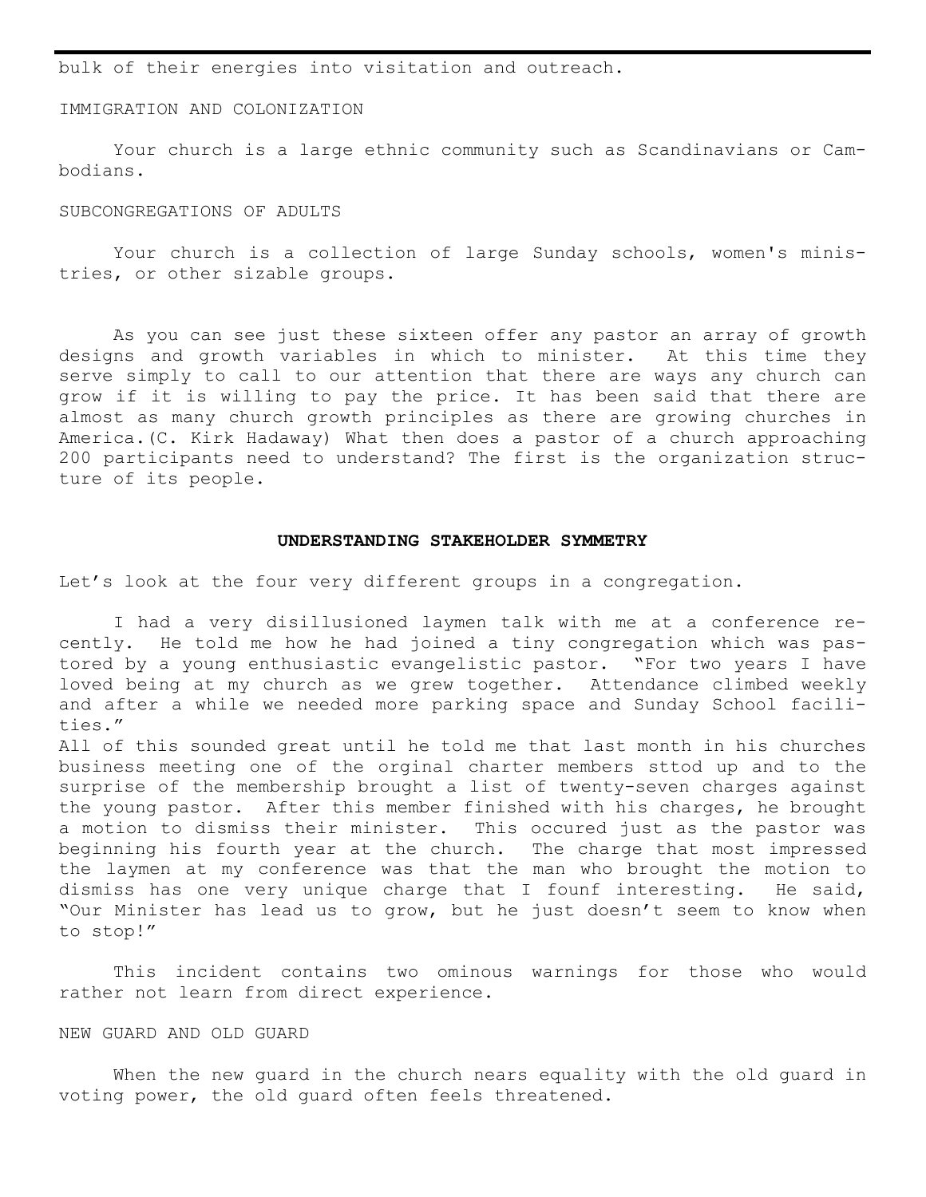bulk of their energies into visitation and outreach.

IMMIGRATION AND COLONIZATION

Your church is a large ethnic community such as Scandinavians or Cambodians.

SUBCONGREGATIONS OF ADULTS

Your church is a collection of large Sunday schools, women's ministries, or other sizable groups.

As you can see just these sixteen offer any pastor an array of growth designs and growth variables in which to minister. At this time they serve simply to call to our attention that there are ways any church can grow if it is willing to pay the price. It has been said that there are almost as many church growth principles as there are growing churches in America.(C. Kirk Hadaway) What then does a pastor of a church approaching 200 participants need to understand? The first is the organization structure of its people.

## UNDERSTANDING STAKEHOLDER SYMMETRY

Let's look at the four very different groups in a congregation.

I had a very disillusioned laymen talk with me at a conference recently. He told me how he had joined a tiny congregation which was pastored by a young enthusiastic evangelistic pastor. "For two years I have loved being at my church as we grew together. Attendance climbed weekly and after a while we needed more parking space and Sunday School facilities."
All of this sounded great until he told me that last month in his churches business meeting one of the orginal charter members sttod up and to the surprise of the membership brought a list of twenty-seven charges against the young pastor. After this member finished with his charges, he brought a motion to dismiss their minister. This occured just as the pastor was beginning his fourth year at the church. The charge that most impressed the laymen at my conference was that the man who brought the motion to dismiss has one very unique charge that I founf interesting. He said, "Our Minister has lead us to grow, but he just doesn't seem to know when to stop!"

This incident contains two ominous warnings for those who would rather not learn from direct experience.

NEW GUARD AND OLD GUARD

When the new guard in the church nears equality with the old guard in voting power, the old guard often feels threatened.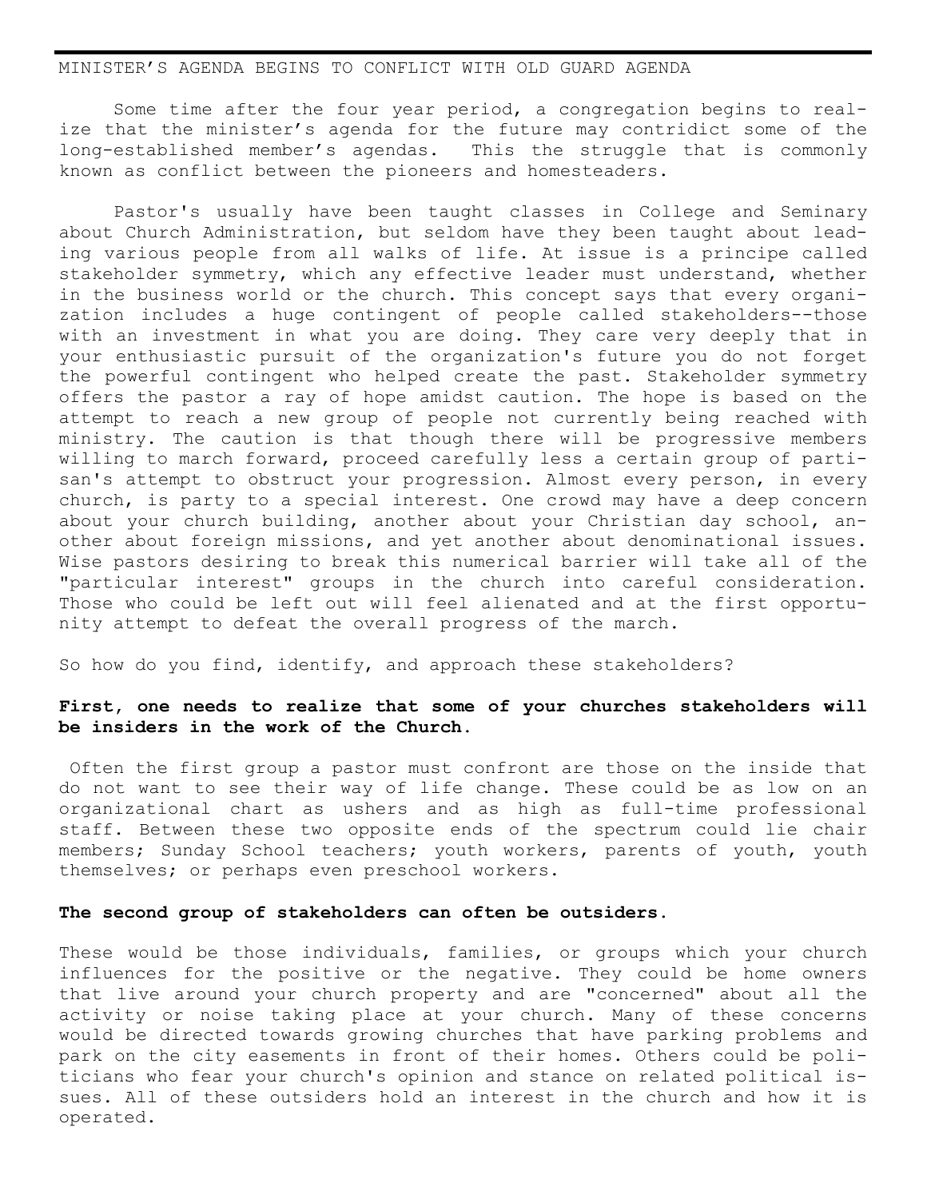MINISTER'S AGENDA BEGINS TO CONFLICT WITH OLD GUARD AGENDA

Some time after the four year period, a congregation begins to realize that the minister's agenda for the future may contridict some of the long-established member's agendas. This the struggle that is commonly known as conflict between the pioneers and homesteaders.

Pastor's usually have been taught classes in College and Seminary about Church Administration, but seldom have they been taught about leading various people from all walks of life. At issue is a principe called stakeholder symmetry, which any effective leader must understand, whether in the business world or the church. This concept says that every organization includes a huge contingent of people called stakeholders--those with an investment in what you are doing. They care very deeply that in your enthusiastic pursuit of the organization's future you do not forget the powerful contingent who helped create the past. Stakeholder symmetry offers the pastor a ray of hope amidst caution. The hope is based on the attempt to reach a new group of people not currently being reached with ministry. The caution is that though there will be progressive members willing to march forward, proceed carefully less a certain group of partisan's attempt to obstruct your progression. Almost every person, in every church, is party to a special interest. One crowd may have a deep concern about your church building, another about your Christian day school, another about foreign missions, and yet another about denominational issues. Wise pastors desiring to break this numerical barrier will take all of the "particular interest" groups in the church into careful consideration. Those who could be left out will feel alienated and at the first opportunity attempt to defeat the overall progress of the march.

So how do you find, identify, and approach these stakeholders?

**First, one needs to realize that some of your churches stakeholders will be insiders in the work of the Church.**

Often the first group a pastor must confront are those on the inside that do not want to see their way of life change. These could be as low on an organizational chart as ushers and as high as full-time professional staff. Between these two opposite ends of the spectrum could lie chair members; Sunday School teachers; youth workers, parents of youth, youth themselves; or perhaps even preschool workers.

**The second group of stakeholders can often be outsiders.**

These would be those individuals, families, or groups which your church influences for the positive or the negative. They could be home owners that live around your church property and are "concerned" about all the activity or noise taking place at your church. Many of these concerns would be directed towards growing churches that have parking problems and park on the city easements in front of their homes. Others could be politicians who fear your church's opinion and stance on related political issues. All of these outsiders hold an interest in the church and how it is operated.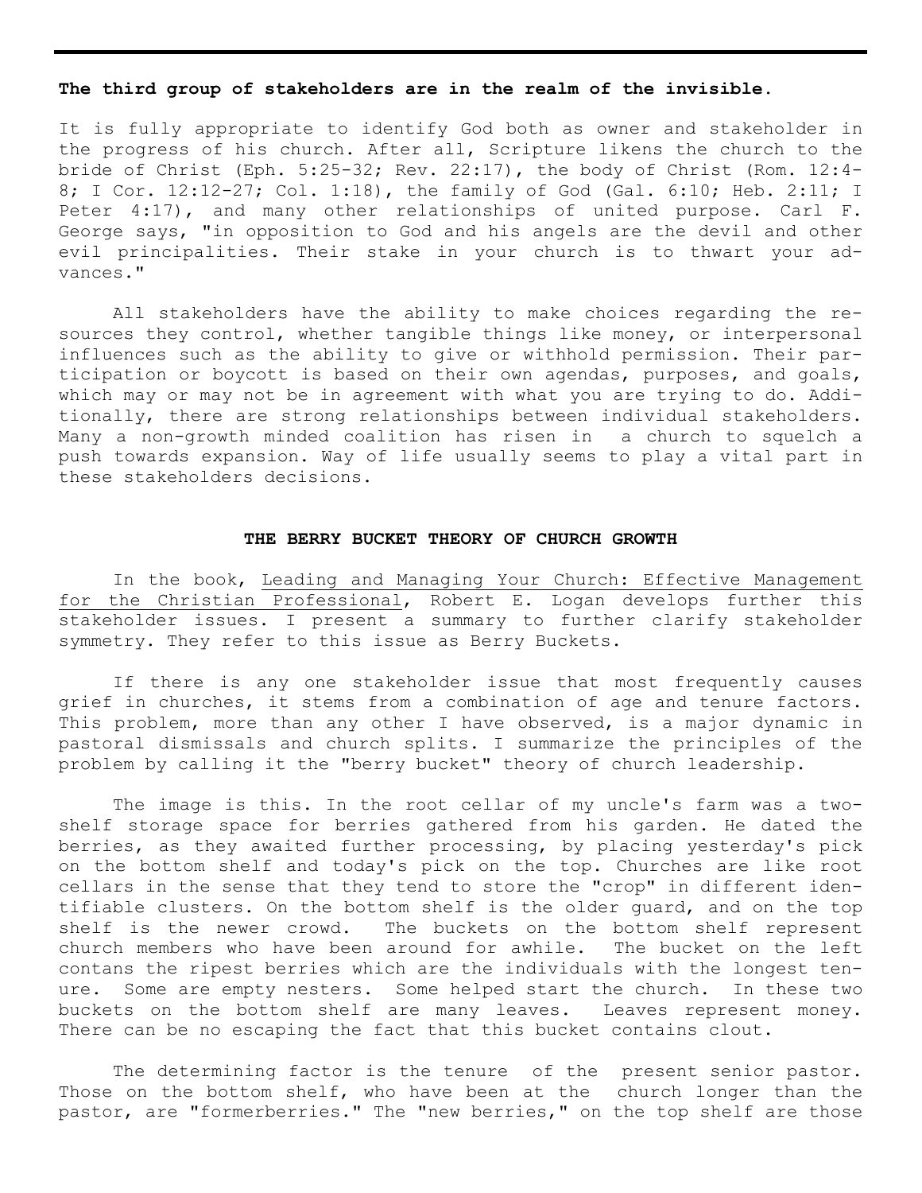**The third group of stakeholders are in the realm of the invisible.**

It is fully appropriate to identify God both as owner and stakeholder in the progress of his church. After all, Scripture likens the church to the bride of Christ (Eph. 5:25-32; Rev. 22:17), the body of Christ (Rom. 12:4-8; I Cor. 12:12-27; Col. 1:18), the family of God (Gal. 6:10; Heb. 2:11; I Peter 4:17), and many other relationships of united purpose. Carl F. George says, "in opposition to God and his angels are the devil and other evil principalities. Their stake in your church is to thwart your advances."

All stakeholders have the ability to make choices regarding the resources they control, whether tangible things like money, or interpersonal influences such as the ability to give or withhold permission. Their participation or boycott is based on their own agendas, purposes, and goals, which may or may not be in agreement with what you are trying to do. Additionally, there are strong relationships between individual stakeholders. Many a non-growth minded coalition has risen in a church to squelch a push towards expansion. Way of life usually seems to play a vital part in these stakeholders decisions.

## THE BERRY BUCKET THEORY OF CHURCH GROWTH

In the book, Leading and Managing Your Church: Effective Management for the Christian Professional, Robert E. Logan develops further this stakeholder issues. I present a summary to further clarify stakeholder symmetry. They refer to this issue as Berry Buckets.

If there is any one stakeholder issue that most frequently causes grief in churches, it stems from a combination of age and tenure factors. This problem, more than any other I have observed, is a major dynamic in pastoral dismissals and church splits. I summarize the principles of the problem by calling it the "berry bucket" theory of church leadership.

The image is this. In the root cellar of my uncle's farm was a two-shelf storage space for berries gathered from his garden. He dated the berries, as they awaited further processing, by placing yesterday's pick on the bottom shelf and today's pick on the top. Churches are like root cellars in the sense that they tend to store the "crop" in different identifiable clusters. On the bottom shelf is the older guard, and on the top shelf is the newer crowd. The buckets on the bottom shelf represent church members who have been around for awhile. The bucket on the left contans the ripest berries which are the individuals with the longest tenure. Some are empty nesters. Some helped start the church. In these two buckets on the bottom shelf are many leaves. Leaves represent money. There can be no escaping the fact that this bucket contains clout.

The determining factor is the tenure of the present senior pastor. Those on the bottom shelf, who have been at the church longer than the pastor, are "formerberries." The "new berries," on the top shelf are those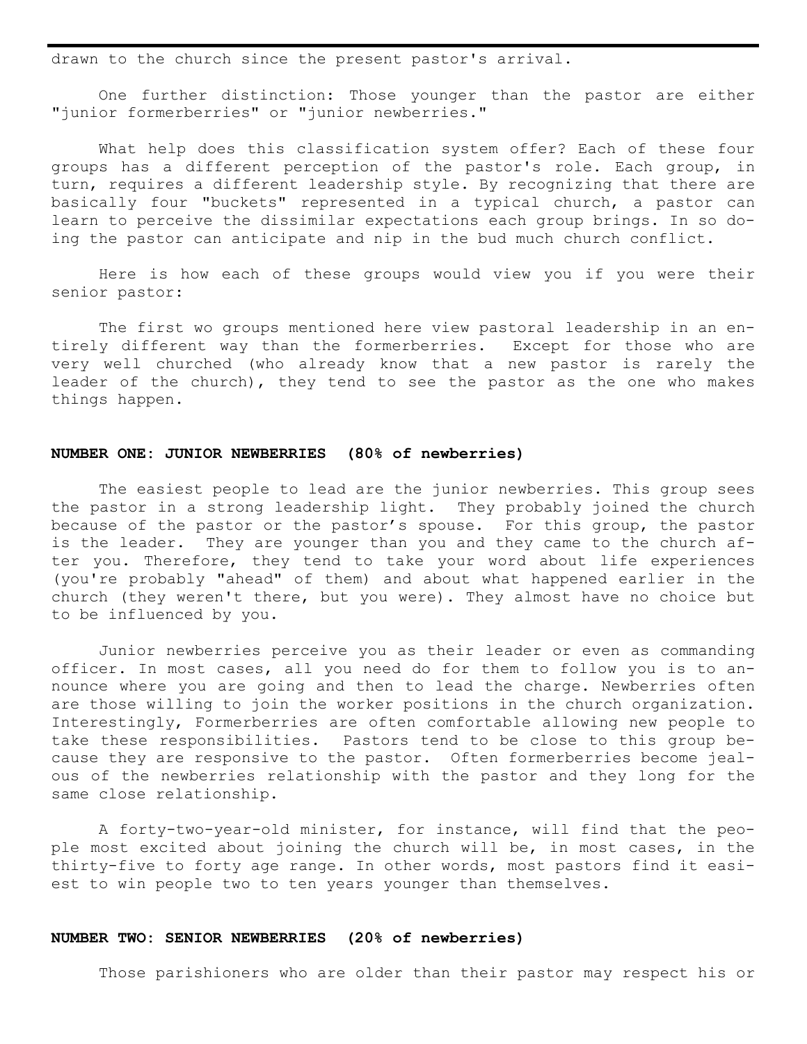drawn to the church since the present pastor's arrival.

One further distinction: Those younger than the pastor are either "junior formerberries" or "junior newberries."

What help does this classification system offer? Each of these four groups has a different perception of the pastor's role. Each group, in turn, requires a different leadership style. By recognizing that there are basically four "buckets" represented in a typical church, a pastor can learn to perceive the dissimilar expectations each group brings. In so doing the pastor can anticipate and nip in the bud much church conflict.

Here is how each of these groups would view you if you were their senior pastor:

The first wo groups mentioned here view pastoral leadership in an entirely different way than the formerberries. Except for those who are very well churched (who already know that a new pastor is rarely the leader of the church), they tend to see the pastor as the one who makes things happen.

**NUMBER ONE: JUNIOR NEWBERRIES (80% of newberries)**

The easiest people to lead are the junior newberries. This group sees the pastor in a strong leadership light. They probably joined the church because of the pastor or the pastor's spouse. For this group, the pastor is the leader. They are younger than you and they came to the church after you. Therefore, they tend to take your word about life experiences (you're probably "ahead" of them) and about what happened earlier in the church (they weren't there, but you were). They almost have no choice but to be influenced by you.

Junior newberries perceive you as their leader or even as commanding officer. In most cases, all you need do for them to follow you is to announce where you are going and then to lead the charge. Newberries often are those willing to join the worker positions in the church organization. Interestingly, Formerberries are often comfortable allowing new people to take these responsibilities. Pastors tend to be close to this group because they are responsive to the pastor. Often formerberries become jealous of the newberries relationship with the pastor and they long for the same close relationship.

A forty-two-year-old minister, for instance, will find that the people most excited about joining the church will be, in most cases, in the thirty-five to forty age range. In other words, most pastors find it easiest to win people two to ten years younger than themselves.

**NUMBER TWO: SENIOR NEWBERRIES (20% of newberries)**

Those parishioners who are older than their pastor may respect his or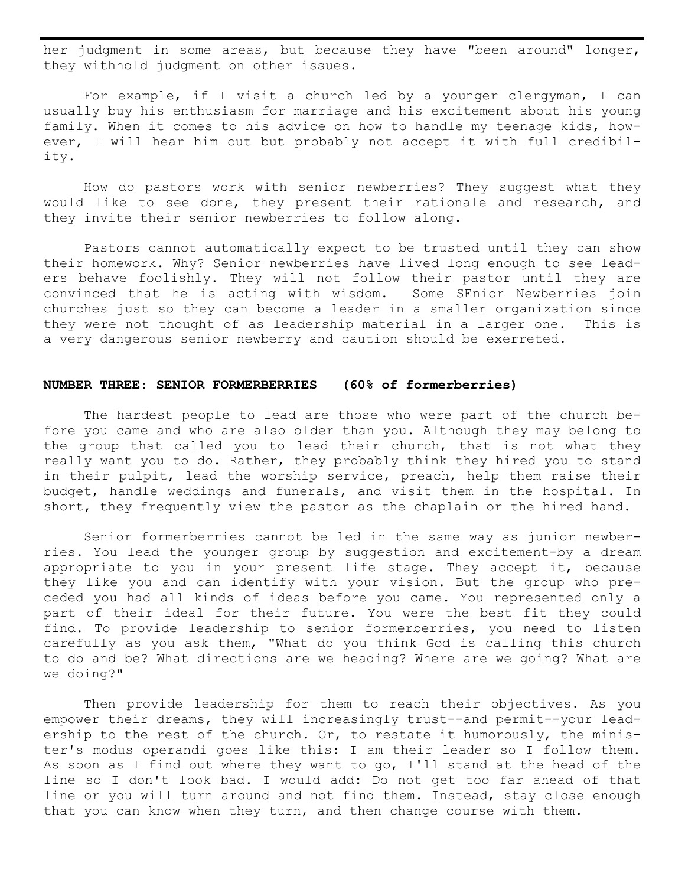her judgment in some areas, but because they have "been around" longer, they withhold judgment on other issues.

For example, if I visit a church led by a younger clergyman, I can usually buy his enthusiasm for marriage and his excitement about his young family. When it comes to his advice on how to handle my teenage kids, however, I will hear him out but probably not accept it with full credibility.

How do pastors work with senior newberries? They suggest what they would like to see done, they present their rationale and research, and they invite their senior newberries to follow along.

Pastors cannot automatically expect to be trusted until they can show their homework. Why? Senior newberries have lived long enough to see leaders behave foolishly. They will not follow their pastor until they are convinced that he is acting with wisdom. Some SEnior Newberries join churches just so they can become a leader in a smaller organization since they were not thought of as leadership material in a larger one. This is a very dangerous senior newberry and caution should be exerreted.

**NUMBER THREE: SENIOR FORMERBERRIES (60% of formerberries)**

The hardest people to lead are those who were part of the church before you came and who are also older than you. Although they may belong to the group that called you to lead their church, that is not what they really want you to do. Rather, they probably think they hired you to stand in their pulpit, lead the worship service, preach, help them raise their budget, handle weddings and funerals, and visit them in the hospital. In short, they frequently view the pastor as the chaplain or the hired hand.

Senior formerberries cannot be led in the same way as junior newberries. You lead the younger group by suggestion and excitement-by a dream appropriate to you in your present life stage. They accept it, because they like you and can identify with your vision. But the group who preceded you had all kinds of ideas before you came. You represented only a part of their ideal for their future. You were the best fit they could find. To provide leadership to senior formerberries, you need to listen carefully as you ask them, "What do you think God is calling this church to do and be? What directions are we heading? Where are we going? What are we doing?"

Then provide leadership for them to reach their objectives. As you empower their dreams, they will increasingly trust--and permit--your leadership to the rest of the church. Or, to restate it humorously, the minister's modus operandi goes like this: I am their leader so I follow them. As soon as I find out where they want to go, I'll stand at the head of the line so I don't look bad. I would add: Do not get too far ahead of that line or you will turn around and not find them. Instead, stay close enough that you can know when they turn, and then change course with them.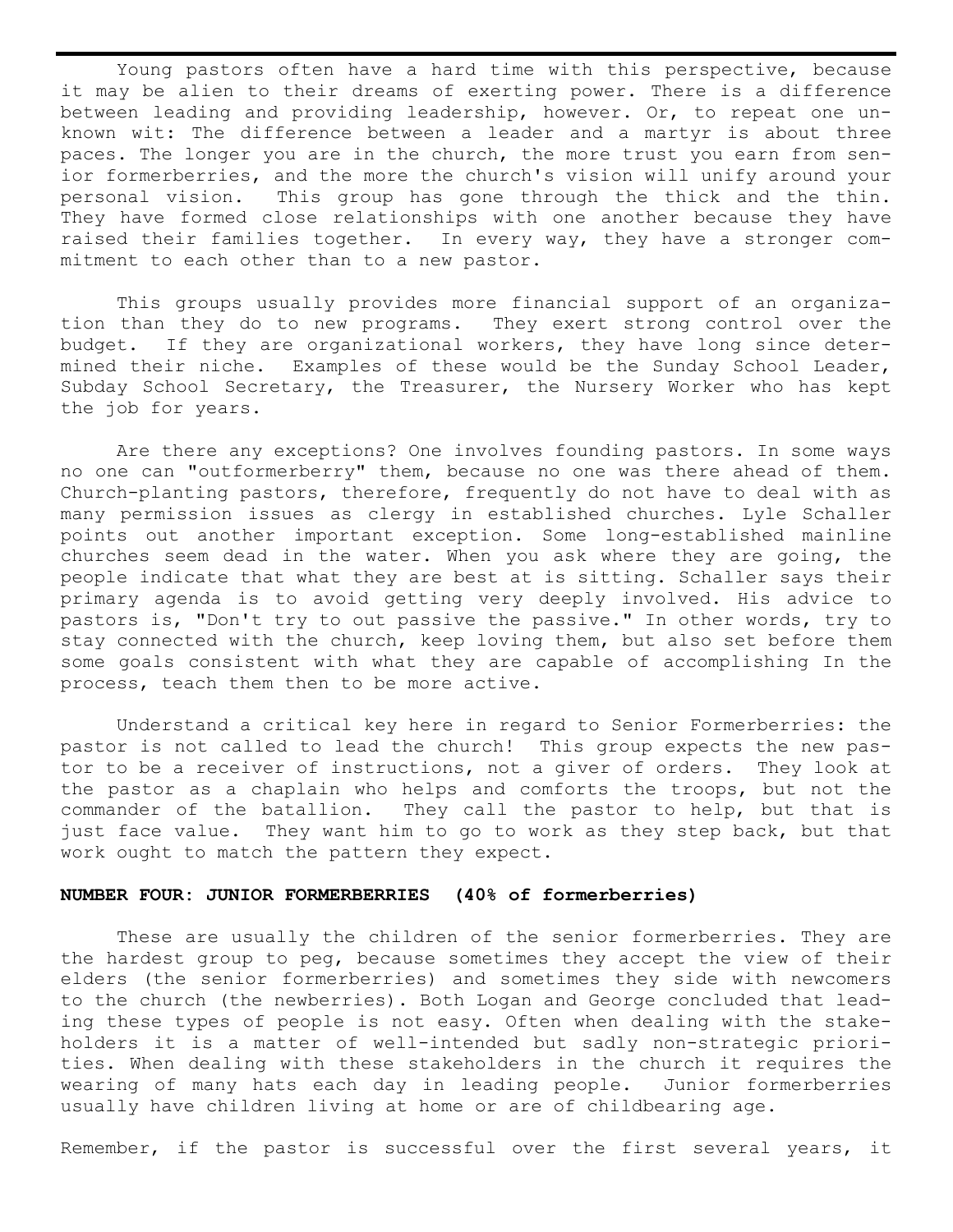Young pastors often have a hard time with this perspective, because it may be alien to their dreams of exerting power. There is a difference between leading and providing leadership, however. Or, to repeat one unknown wit: The difference between a leader and a martyr is about three paces. The longer you are in the church, the more trust you earn from senior formerberries, and the more the church's vision will unify around your personal vision. This group has gone through the thick and the thin. They have formed close relationships with one another because they have raised their families together. In every way, they have a stronger commitment to each other than to a new pastor.

This groups usually provides more financial support of an organization than they do to new programs. They exert strong control over the budget. If they are organizational workers, they have long since determined their niche. Examples of these would be the Sunday School Leader, Subday School Secretary, the Treasurer, the Nursery Worker who has kept the job for years.

Are there any exceptions? One involves founding pastors. In some ways no one can "outformerberry" them, because no one was there ahead of them. Church-planting pastors, therefore, frequently do not have to deal with as many permission issues as clergy in established churches. Lyle Schaller points out another important exception. Some long-established mainline churches seem dead in the water. When you ask where they are going, the people indicate that what they are best at is sitting. Schaller says their primary agenda is to avoid getting very deeply involved. His advice to pastors is, "Don't try to out passive the passive." In other words, try to stay connected with the church, keep loving them, but also set before them some goals consistent with what they are capable of accomplishing In the process, teach them then to be more active.

Understand a critical key here in regard to Senior Formerberries: the pastor is not called to lead the church! This group expects the new pastor to be a receiver of instructions, not a giver of orders. They look at the pastor as a chaplain who helps and comforts the troops, but not the commander of the batallion. They call the pastor to help, but that is just face value. They want him to go to work as they step back, but that work ought to match the pattern they expect.

**NUMBER FOUR: JUNIOR FORMERBERRIES (40% of formerberries)**

These are usually the children of the senior formerberries. They are the hardest group to peg, because sometimes they accept the view of their elders (the senior formerberries) and sometimes they side with newcomers to the church (the newberries). Both Logan and George concluded that leading these types of people is not easy. Often when dealing with the stakeholders it is a matter of well-intended but sadly non-strategic priorities. When dealing with these stakeholders in the church it requires the wearing of many hats each day in leading people. Junior formerberries usually have children living at home or are of childbearing age.

Remember, if the pastor is successful over the first several years, it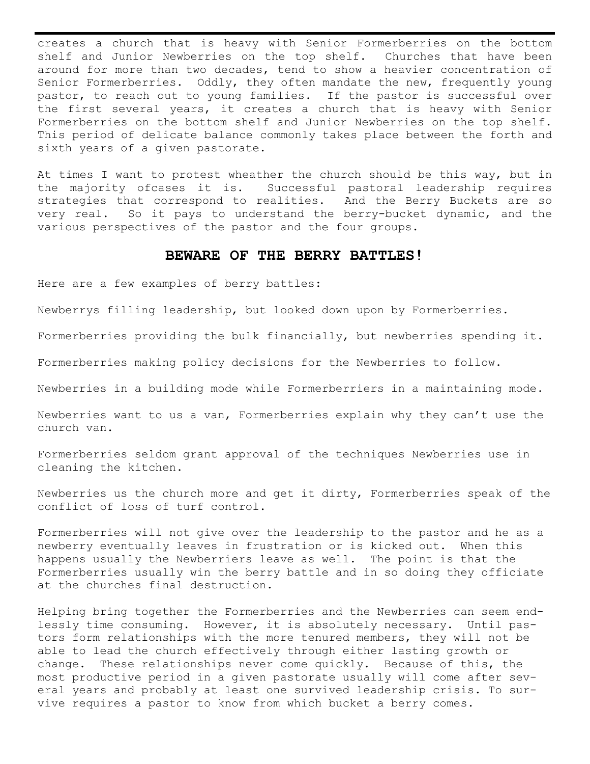creates a church that is heavy with Senior Formerberries on the bottom shelf and Junior Newberries on the top shelf. Churches that have been around for more than two decades, tend to show a heavier concentration of Senior Formerberries. Oddly, they often mandate the new, frequently young pastor, to reach out to young families. If the pastor is successful over the first several years, it creates a church that is heavy with Senior Formerberries on the bottom shelf and Junior Newberries on the top shelf. This period of delicate balance commonly takes place between the forth and sixth years of a given pastorate.

At times I want to protest wheather the church should be this way, but in the majority ofcases it is. Successful pastoral leadership requires strategies that correspond to realities. And the Berry Buckets are so very real. So it pays to understand the berry-bucket dynamic, and the various perspectives of the pastor and the four groups.

## BEWARE OF THE BERRY BATTLES!

Here are a few examples of berry battles:

Newberrys filling leadership, but looked down upon by Formerberries.

Formerberries providing the bulk financially, but newberries spending it.

Formerberries making policy decisions for the Newberries to follow.

Newberries in a building mode while Formerberriers in a maintaining mode.

Newberries want to us a van, Formerberries explain why they can't use the church van.

Formerberries seldom grant approval of the techniques Newberries use in cleaning the kitchen.

Newberries us the church more and get it dirty, Formerberries speak of the conflict of loss of turf control.

Formerberries will not give over the leadership to the pastor and he as a newberry eventually leaves in frustration or is kicked out. When this happens usually the Newberriers leave as well. The point is that the Formerberries usually win the berry battle and in so doing they officiate at the churches final destruction.

Helping bring together the Formerberries and the Newberries can seem endlessly time consuming. However, it is absolutely necessary. Until pastors form relationships with the more tenured members, they will not be able to lead the church effectively through either lasting growth or change. These relationships never come quickly. Because of this, the most productive period in a given pastorate usually will come after several years and probably at least one survived leadership crisis. To survive requires a pastor to know from which bucket a berry comes.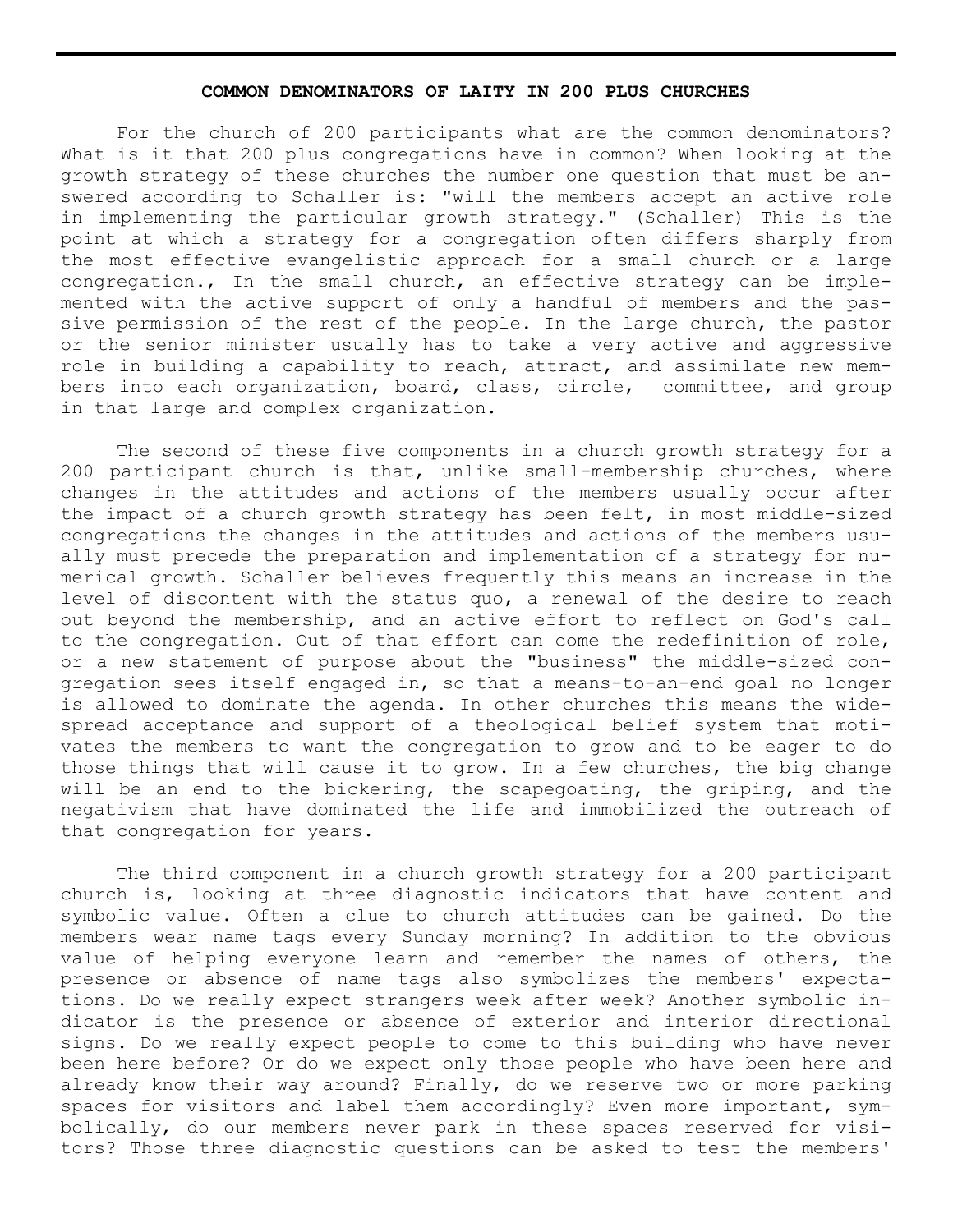## COMMON DENOMINATORS OF LAITY IN 200 PLUS CHURCHES

For the church of 200 participants what are the common denominators? What is it that 200 plus congregations have in common? When looking at the growth strategy of these churches the number one question that must be answered according to Schaller is: "will the members accept an active role in implementing the particular growth strategy." (Schaller) This is the point at which a strategy for a congregation often differs sharply from the most effective evangelistic approach for a small church or a large congregation., In the small church, an effective strategy can be implemented with the active support of only a handful of members and the passive permission of the rest of the people. In the large church, the pastor or the senior minister usually has to take a very active and aggressive role in building a capability to reach, attract, and assimilate new members into each organization, board, class, circle, committee, and group in that large and complex organization.

The second of these five components in a church growth strategy for a 200 participant church is that, unlike small-membership churches, where changes in the attitudes and actions of the members usually occur after the impact of a church growth strategy has been felt, in most middle-sized congregations the changes in the attitudes and actions of the members usually must precede the preparation and implementation of a strategy for numerical growth. Schaller believes frequently this means an increase in the level of discontent with the status quo, a renewal of the desire to reach out beyond the membership, and an active effort to reflect on God's call to the congregation. Out of that effort can come the redefinition of role, or a new statement of purpose about the "business" the middle-sized congregation sees itself engaged in, so that a means-to-an-end goal no longer is allowed to dominate the agenda. In other churches this means the widespread acceptance and support of a theological belief system that motivates the members to want the congregation to grow and to be eager to do those things that will cause it to grow. In a few churches, the big change will be an end to the bickering, the scapegoating, the griping, and the negativism that have dominated the life and immobilized the outreach of that congregation for years.

The third component in a church growth strategy for a 200 participant church is, looking at three diagnostic indicators that have content and symbolic value. Often a clue to church attitudes can be gained. Do the members wear name tags every Sunday morning? In addition to the obvious value of helping everyone learn and remember the names of others, the presence or absence of name tags also symbolizes the members' expectations. Do we really expect strangers week after week? Another symbolic indicator is the presence or absence of exterior and interior directional signs. Do we really expect people to come to this building who have never been here before? Or do we expect only those people who have been here and already know their way around? Finally, do we reserve two or more parking spaces for visitors and label them accordingly? Even more important, symbolically, do our members never park in these spaces reserved for visitors? Those three diagnostic questions can be asked to test the members'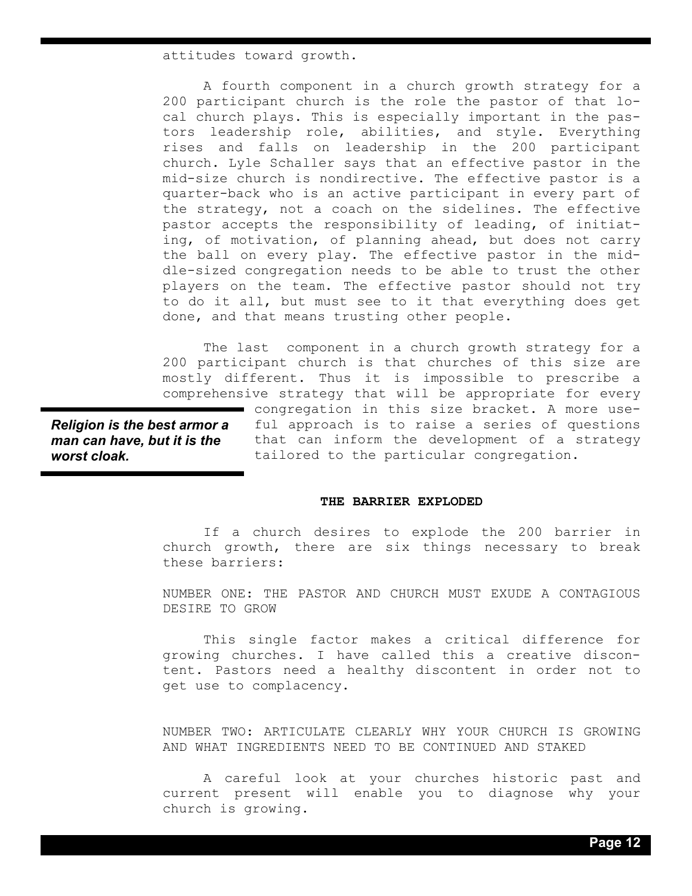attitudes toward growth.

A fourth component in a church growth strategy for a 200 participant church is the role the pastor of that local church plays. This is especially important in the pastors leadership role, abilities, and style. Everything rises and falls on leadership in the 200 participant church. Lyle Schaller says that an effective pastor in the mid-size church is nondirective. The effective pastor is a quarter-back who is an active participant in every part of the strategy, not a coach on the sidelines. The effective pastor accepts the responsibility of leading, of initiating, of motivation, of planning ahead, but does not carry the ball on every play. The effective pastor in the middle-sized congregation needs to be able to trust the other players on the team. The effective pastor should not try to do it all, but must see to it that everything does get done, and that means trusting other people.

The last component in a church growth strategy for a 200 participant church is that churches of this size are mostly different. Thus it is impossible to prescribe a comprehensive strategy that will be appropriate for every congregation in this size bracket. A more useful approach is to raise a series of questions that can inform the development of a strategy tailored to the particular congregation.

***Religion is the best armor a man can have, but it is the worst cloak.***

**THE BARRIER EXPLODED**

If a church desires to explode the 200 barrier in church growth, there are six things necessary to break these barriers:

NUMBER ONE: THE PASTOR AND CHURCH MUST EXUDE A CONTAGIOUS DESIRE TO GROW

This single factor makes a critical difference for growing churches. I have called this a creative discontent. Pastors need a healthy discontent in order not to get use to complacency.

NUMBER TWO: ARTICULATE CLEARLY WHY YOUR CHURCH IS GROWING AND WHAT INGREDIENTS NEED TO BE CONTINUED AND STAKED

A careful look at your churches historic past and current present will enable you to diagnose why your church is growing.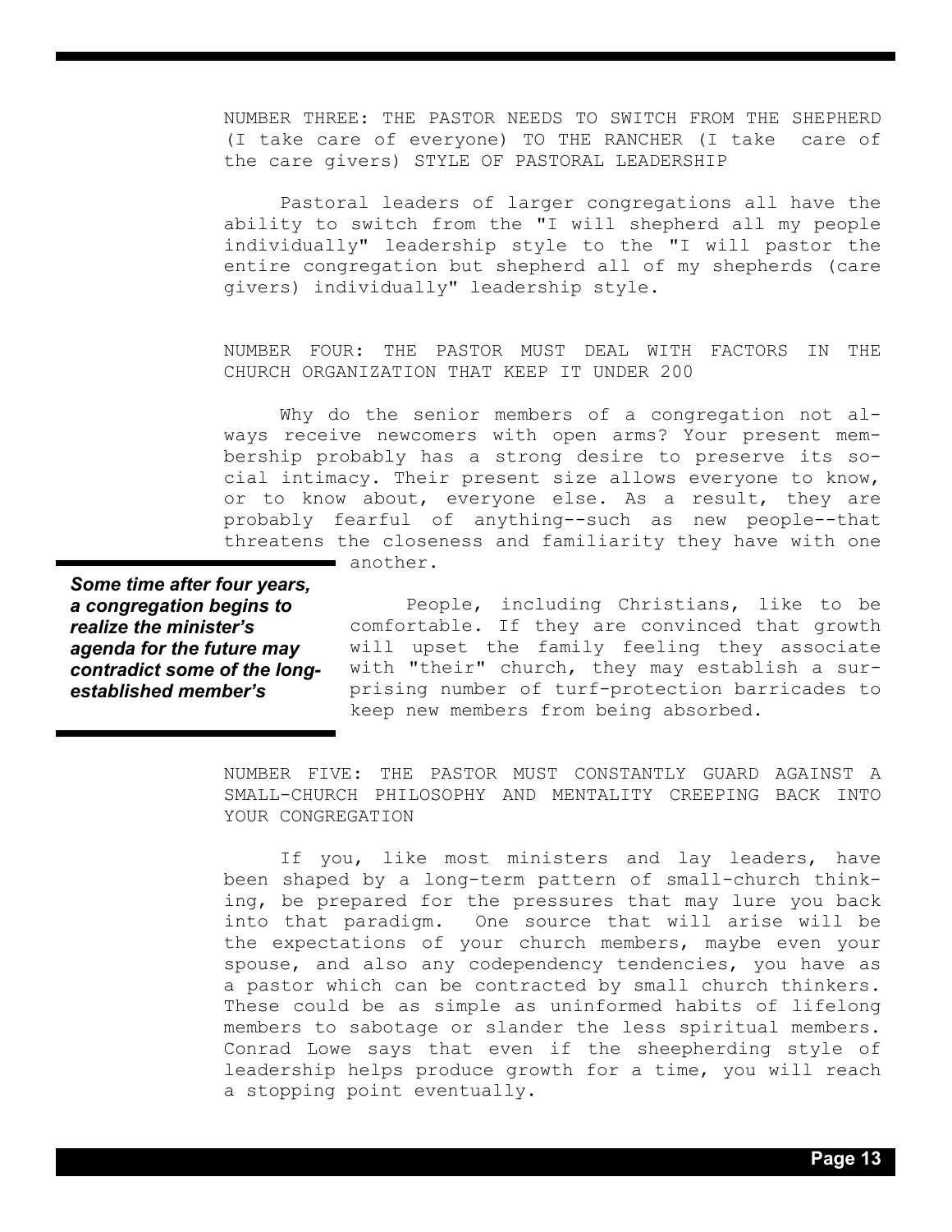NUMBER THREE: THE PASTOR NEEDS TO SWITCH FROM THE SHEPHERD (I take care of everyone) TO THE RANCHER (I take care of the care givers) STYLE OF PASTORAL LEADERSHIP

Pastoral leaders of larger congregations all have the ability to switch from the "I will shepherd all my people individually" leadership style to the "I will pastor the entire congregation but shepherd all of my shepherds (care givers) individually" leadership style.

NUMBER FOUR: THE PASTOR MUST DEAL WITH FACTORS IN THE CHURCH ORGANIZATION THAT KEEP IT UNDER 200

Why do the senior members of a congregation not always receive newcomers with open arms? Your present membership probably has a strong desire to preserve its social intimacy. Their present size allows everyone to know, or to know about, everyone else. As a result, they are probably fearful of anything--such as new people--that threatens the closeness and familiarity they have with one another.

***Some time after four years, a congregation begins to realize the minister's agenda for the future may contradict some of the long-established member's***

People, including Christians, like to be comfortable. If they are convinced that growth will upset the family feeling they associate with "their" church, they may establish a surprising number of turf-protection barricades to keep new members from being absorbed.

NUMBER FIVE: THE PASTOR MUST CONSTANTLY GUARD AGAINST A SMALL-CHURCH PHILOSOPHY AND MENTALITY CREEPING BACK INTO YOUR CONGREGATION

If you, like most ministers and lay leaders, have been shaped by a long-term pattern of small-church thinking, be prepared for the pressures that may lure you back into that paradigm. One source that will arise will be the expectations of your church members, maybe even your spouse, and also any codependency tendencies, you have as a pastor which can be contracted by small church thinkers. These could be as simple as uninformed habits of lifelong members to sabotage or slander the less spiritual members. Conrad Lowe says that even if the sheepherding style of leadership helps produce growth for a time, you will reach a stopping point eventually.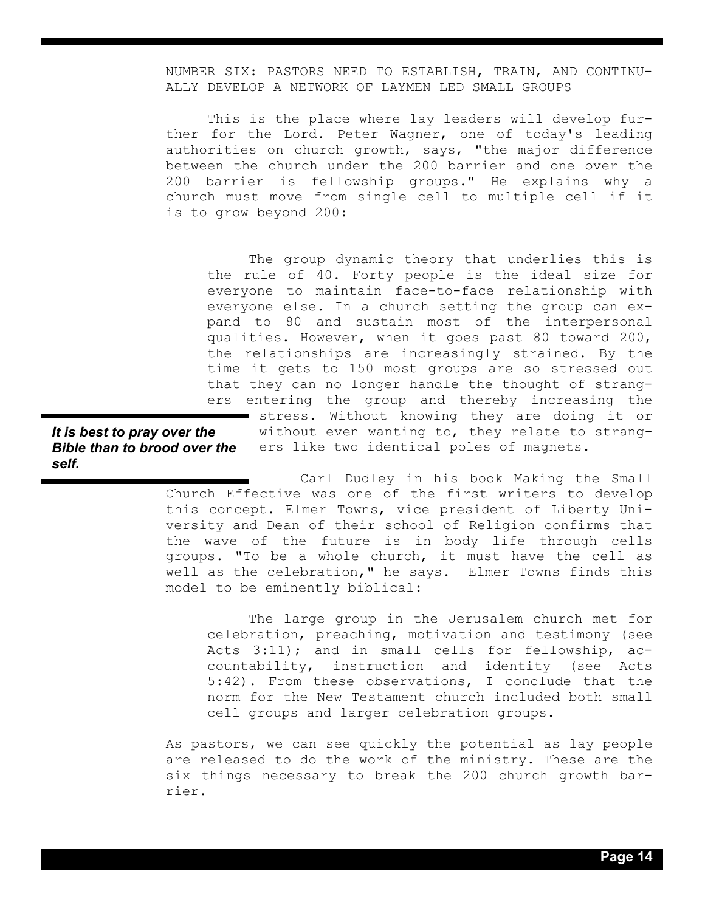NUMBER SIX: PASTORS NEED TO ESTABLISH, TRAIN, AND CONTINUALLY DEVELOP A NETWORK OF LAYMEN LED SMALL GROUPS

This is the place where lay leaders will develop further for the Lord. Peter Wagner, one of today's leading authorities on church growth, says, "the major difference between the church under the 200 barrier and one over the 200 barrier is fellowship groups." He explains why a church must move from single cell to multiple cell if it is to grow beyond 200:

> The group dynamic theory that underlies this is the rule of 40. Forty people is the ideal size for everyone to maintain face-to-face relationship with everyone else. In a church setting the group can expand to 80 and sustain most of the interpersonal qualities. However, when it goes past 80 toward 200, the relationships are increasingly strained. By the time it gets to 150 most groups are so stressed out that they can no longer handle the thought of strangers entering the group and thereby increasing the stress. Without knowing they are doing it or without even wanting to, they relate to strangers like two identical poles of magnets.

***It is best to pray over the Bible than to brood over the self.***

Carl Dudley in his book Making the Small Church Effective was one of the first writers to develop this concept. Elmer Towns, vice president of Liberty University and Dean of their school of Religion confirms that the wave of the future is in body life through cells groups. "To be a whole church, it must have the cell as well as the celebration," he says. Elmer Towns finds this model to be eminently biblical:

> The large group in the Jerusalem church met for celebration, preaching, motivation and testimony (see Acts 3:11); and in small cells for fellowship, accountability, instruction and identity (see Acts 5:42). From these observations, I conclude that the norm for the New Testament church included both small cell groups and larger celebration groups.

As pastors, we can see quickly the potential as lay people are released to do the work of the ministry. These are the six things necessary to break the 200 church growth barrier.